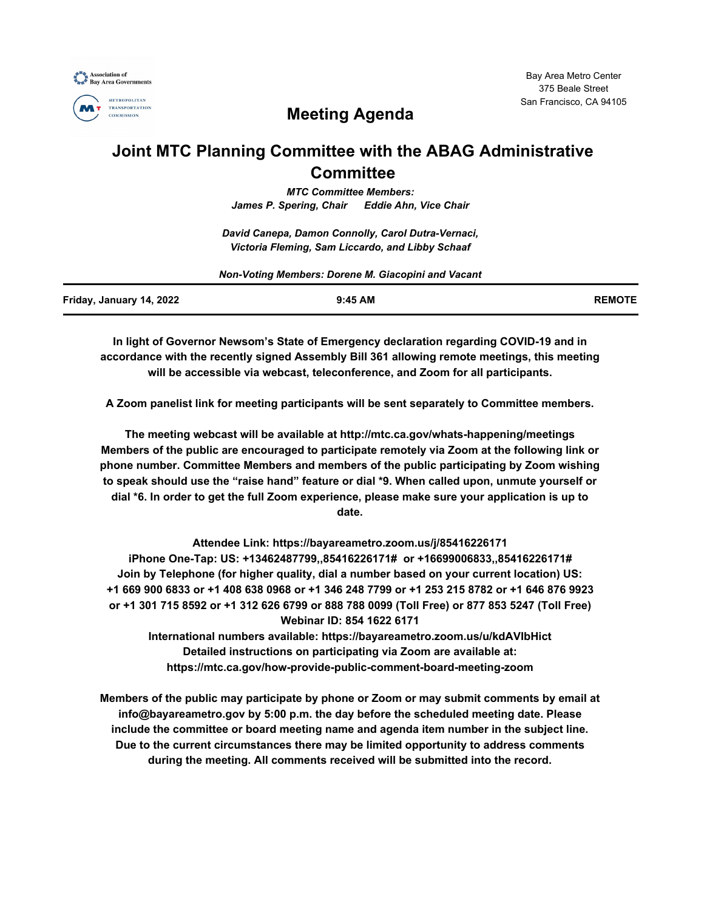Association of Bay Area Governments

METROPOLITAN TRANSPORTATION COMMISSION

Bay Area Metro Center
375 Beale Street
San Francisco, CA 94105

# Meeting Agenda

# Joint MTC Planning Committee with the ABAG Administrative Committee

***MTC Committee Members:***
***James P. Spering, Chair Eddie Ahn, Vice Chair***

*David Canepa, Damon Connolly, Carol Dutra-Vernaci,*
*Victoria Fleming, Sam Liccardo, and Libby Schaaf*

*Non-Voting Members: Dorene M. Giacopini and Vacant*

| Friday, January 14, 2022 | 9:45 AM | REMOTE |
|---|---|---|

**In light of Governor Newsom's State of Emergency declaration regarding COVID-19 and in accordance with the recently signed Assembly Bill 361 allowing remote meetings, this meeting will be accessible via webcast, teleconference, and Zoom for all participants.**

**A Zoom panelist link for meeting participants will be sent separately to Committee members.**

**The meeting webcast will be available at http://mtc.ca.gov/whats-happening/meetings Members of the public are encouraged to participate remotely via Zoom at the following link or phone number. Committee Members and members of the public participating by Zoom wishing to speak should use the "raise hand" feature or dial *9. When called upon, unmute yourself or dial *6. In order to get the full Zoom experience, please make sure your application is up to date.**

**Attendee Link: https://bayareametro.zoom.us/j/85416226171**
**iPhone One-Tap: US: +13462487799,,85416226171# or +16699006833,,85416226171#**
**Join by Telephone (for higher quality, dial a number based on your current location) US:**
**+1 669 900 6833 or +1 408 638 0968 or +1 346 248 7799 or +1 253 215 8782 or +1 646 876 9923 or +1 301 715 8592 or +1 312 626 6799 or 888 788 0099 (Toll Free) or 877 853 5247 (Toll Free)**
**Webinar ID: 854 1622 6171**
**International numbers available: https://bayareametro.zoom.us/u/kdAVIbHict**
**Detailed instructions on participating via Zoom are available at:**
**https://mtc.ca.gov/how-provide-public-comment-board-meeting-zoom**

**Members of the public may participate by phone or Zoom or may submit comments by email at info@bayareametro.gov by 5:00 p.m. the day before the scheduled meeting date. Please include the committee or board meeting name and agenda item number in the subject line. Due to the current circumstances there may be limited opportunity to address comments during the meeting. All comments received will be submitted into the record.**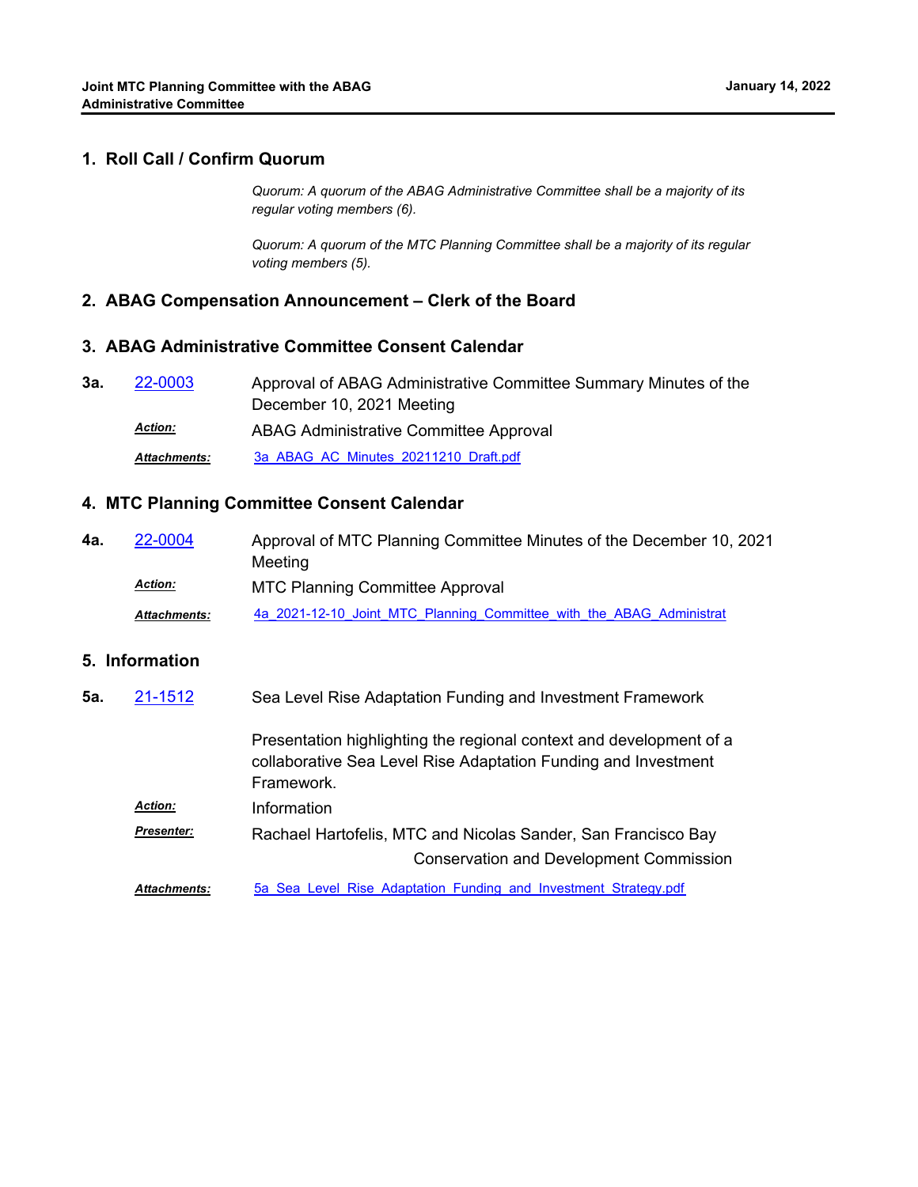## 1. Roll Call / Confirm Quorum

*Quorum: A quorum of the ABAG Administrative Committee shall be a majority of its regular voting members (6).*

*Quorum: A quorum of the MTC Planning Committee shall be a majority of its regular voting members (5).*

## 2. ABAG Compensation Announcement – Clerk of the Board

## 3. ABAG Administrative Committee Consent Calendar

**3a.** 22-0003 Approval of ABAG Administrative Committee Summary Minutes of the December 10, 2021 Meeting

***Action:*** ABAG Administrative Committee Approval

***Attachments:*** 3a_ABAG_AC_Minutes_20211210_Draft.pdf

## 4. MTC Planning Committee Consent Calendar

**4a.** 22-0004 Approval of MTC Planning Committee Minutes of the December 10, 2021 Meeting

***Action:*** MTC Planning Committee Approval

***Attachments:*** 4a_2021-12-10_Joint_MTC_Planning_Committee_with_the_ABAG_Administrat

## 5. Information

**5a.** 21-1512 Sea Level Rise Adaptation Funding and Investment Framework

Presentation highlighting the regional context and development of a collaborative Sea Level Rise Adaptation Funding and Investment Framework.

***Action:*** Information

***Presenter:*** Rachael Hartofelis, MTC and Nicolas Sander, San Francisco Bay Conservation and Development Commission

***Attachments:*** 5a_Sea_Level_Rise_Adaptation_Funding_and_Investment_Strategy.pdf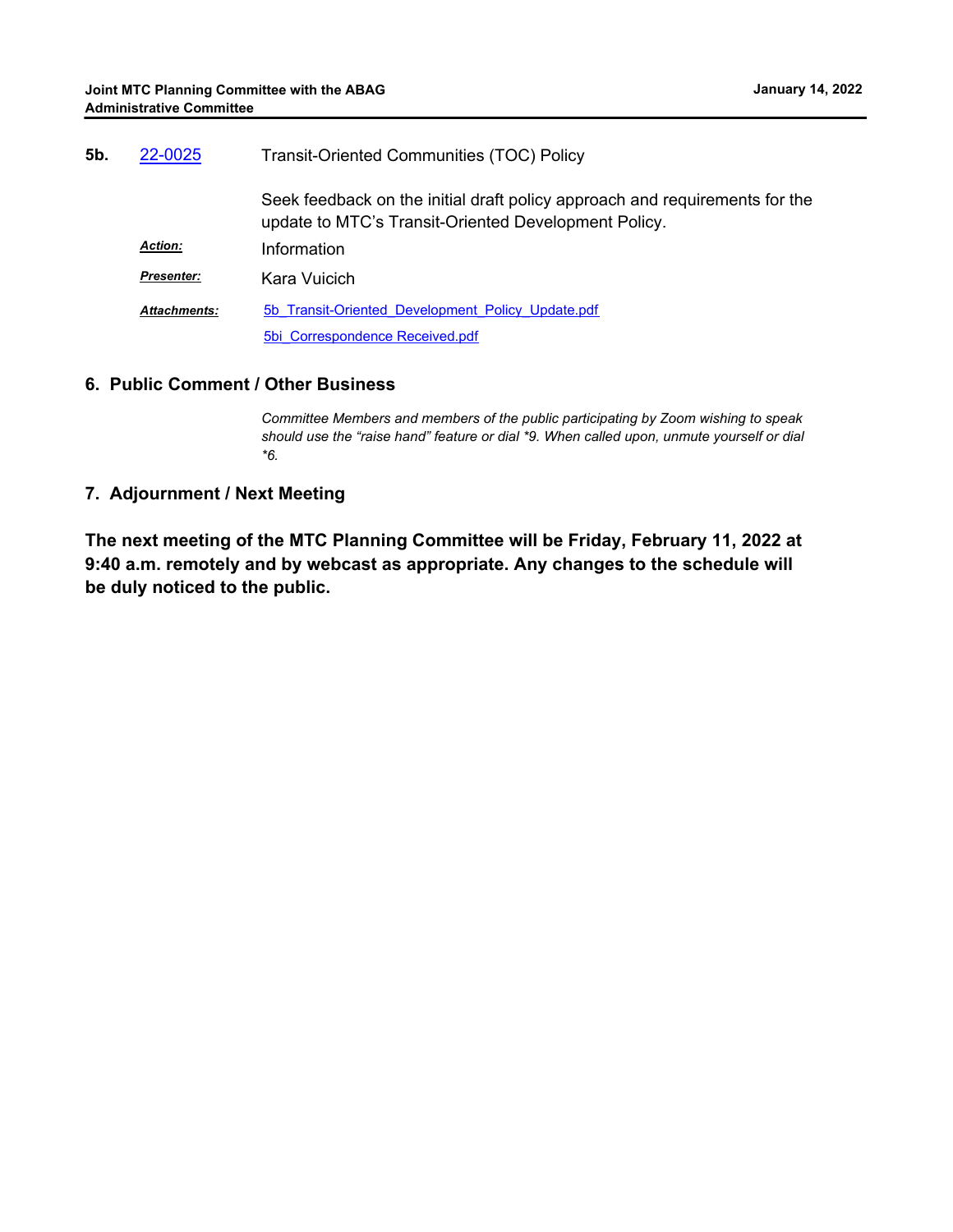**5b.** 22-0025 Transit-Oriented Communities (TOC) Policy

Seek feedback on the initial draft policy approach and requirements for the update to MTC's Transit-Oriented Development Policy.

***Action:*** Information

***Presenter:*** Kara Vuicich

***Attachments:*** 5b_Transit-Oriented_Development_Policy_Update.pdf

5bi_Correspondence Received.pdf

## 6. Public Comment / Other Business

*Committee Members and members of the public participating by Zoom wishing to speak should use the "raise hand" feature or dial *9. When called upon, unmute yourself or dial *6.*

## 7. Adjournment / Next Meeting

**The next meeting of the MTC Planning Committee will be Friday, February 11, 2022 at 9:40 a.m. remotely and by webcast as appropriate. Any changes to the schedule will be duly noticed to the public.**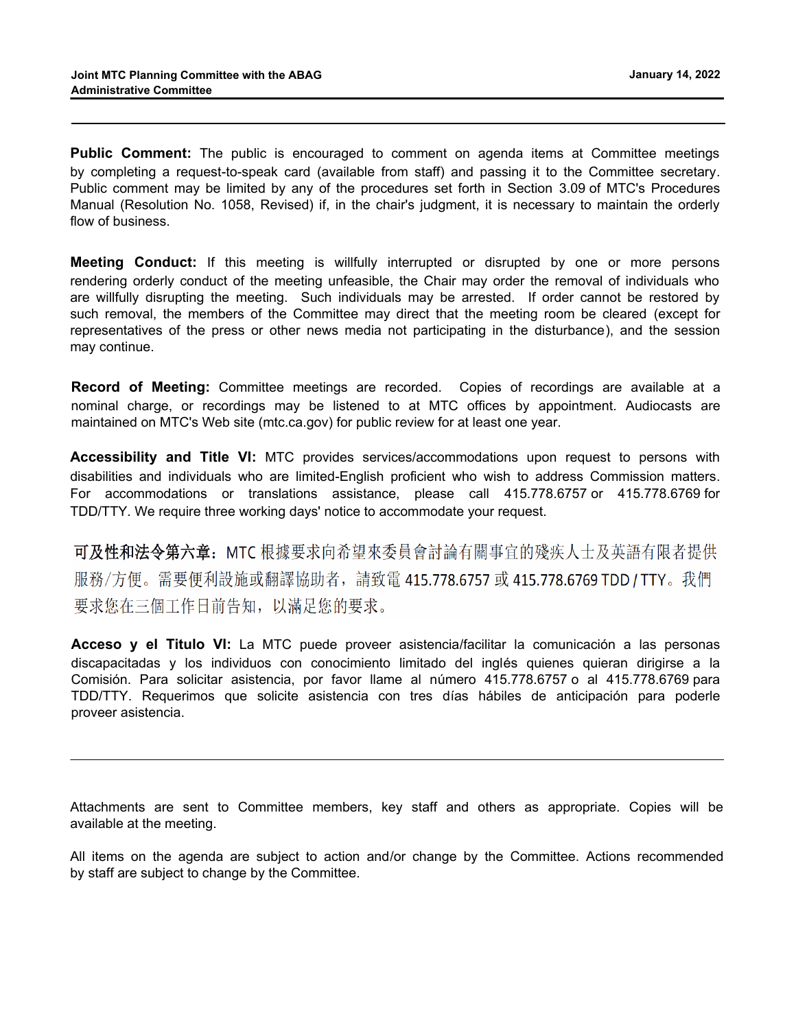**Public Comment:** The public is encouraged to comment on agenda items at Committee meetings by completing a request-to-speak card (available from staff) and passing it to the Committee secretary. Public comment may be limited by any of the procedures set forth in Section 3.09 of MTC's Procedures Manual (Resolution No. 1058, Revised) if, in the chair's judgment, it is necessary to maintain the orderly flow of business.

**Meeting Conduct:** If this meeting is willfully interrupted or disrupted by one or more persons rendering orderly conduct of the meeting unfeasible, the Chair may order the removal of individuals who are willfully disrupting the meeting. Such individuals may be arrested. If order cannot be restored by such removal, the members of the Committee may direct that the meeting room be cleared (except for representatives of the press or other news media not participating in the disturbance), and the session may continue.

**Record of Meeting:** Committee meetings are recorded. Copies of recordings are available at a nominal charge, or recordings may be listened to at MTC offices by appointment. Audiocasts are maintained on MTC's Web site (mtc.ca.gov) for public review for at least one year.

**Accessibility and Title VI:** MTC provides services/accommodations upon request to persons with disabilities and individuals who are limited-English proficient who wish to address Commission matters. For accommodations or translations assistance, please call 415.778.6757 or 415.778.6769 for TDD/TTY. We require three working days' notice to accommodate your request.

**可及性和法令第六章：**MTC 根據要求向希望來委員會討論有關事宜的殘疾人士及英語有限者提供服務/方便。需要便利設施或翻譯協助者，請致電 415.778.6757 或 415.778.6769 TDD / TTY。我們要求您在三個工作日前告知，以滿足您的要求。

**Acceso y el Titulo VI:** La MTC puede proveer asistencia/facilitar la comunicación a las personas discapacitadas y los individuos con conocimiento limitado del inglés quienes quieran dirigirse a la Comisión. Para solicitar asistencia, por favor llame al número 415.778.6757 o al 415.778.6769 para TDD/TTY. Requerimos que solicite asistencia con tres días hábiles de anticipación para poderle proveer asistencia.

---

Attachments are sent to Committee members, key staff and others as appropriate. Copies will be available at the meeting.

All items on the agenda are subject to action and/or change by the Committee. Actions recommended by staff are subject to change by the Committee.